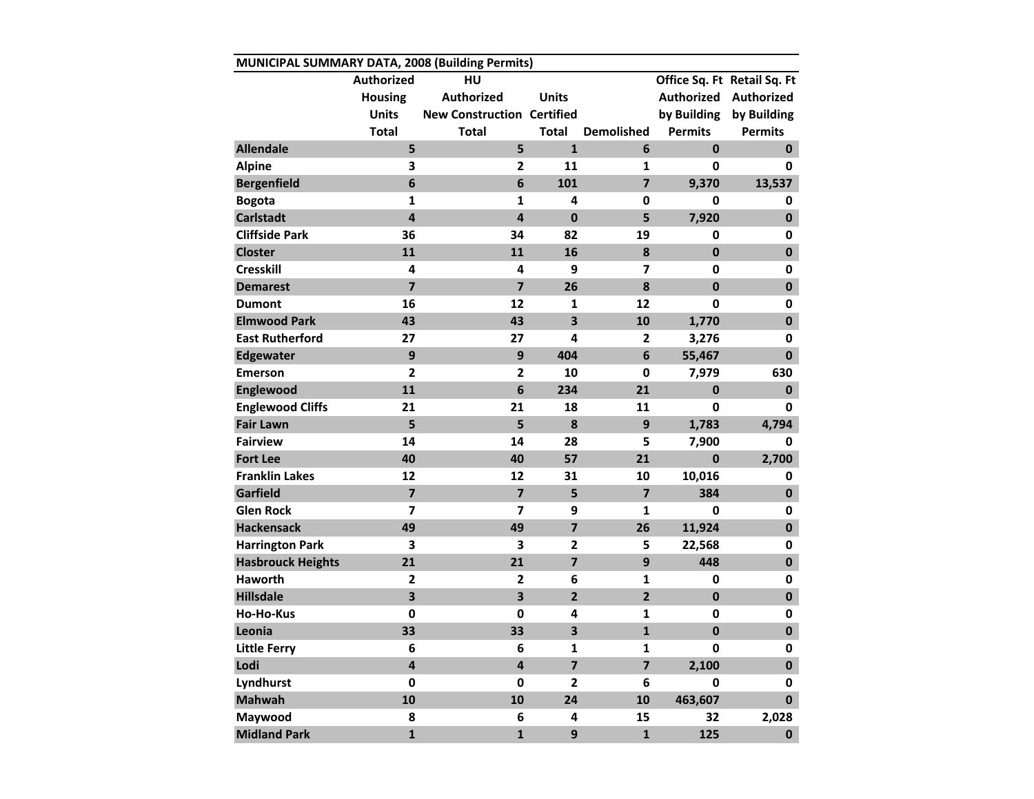MUNICIPAL SUMMARY DATA, 2008 (Building Permits)

| | Authorized Housing Units Total | HU Authorized New Construction Total | Units Certified Total | Demolished | Office Sq. Ft Authorized by Building Permits | Retail Sq. Ft Authorized by Building Permits |
|---|---|---|---|---|---|---|
| **Allendale** | 5 | 5 | 1 | 6 | 0 | 0 |
| **Alpine** | 3 | 2 | 11 | 1 | 0 | 0 |
| **Bergenfield** | 6 | 6 | 101 | 7 | 9,370 | 13,537 |
| **Bogota** | 1 | 1 | 4 | 0 | 0 | 0 |
| **Carlstadt** | 4 | 4 | 0 | 5 | 7,920 | 0 |
| **Cliffside Park** | 36 | 34 | 82 | 19 | 0 | 0 |
| **Closter** | 11 | 11 | 16 | 8 | 0 | 0 |
| **Cresskill** | 4 | 4 | 9 | 7 | 0 | 0 |
| **Demarest** | 7 | 7 | 26 | 8 | 0 | 0 |
| **Dumont** | 16 | 12 | 1 | 12 | 0 | 0 |
| **Elmwood Park** | 43 | 43 | 3 | 10 | 1,770 | 0 |
| **East Rutherford** | 27 | 27 | 4 | 2 | 3,276 | 0 |
| **Edgewater** | 9 | 9 | 404 | 6 | 55,467 | 0 |
| **Emerson** | 2 | 2 | 10 | 0 | 7,979 | 630 |
| **Englewood** | 11 | 6 | 234 | 21 | 0 | 0 |
| **Englewood Cliffs** | 21 | 21 | 18 | 11 | 0 | 0 |
| **Fair Lawn** | 5 | 5 | 8 | 9 | 1,783 | 4,794 |
| **Fairview** | 14 | 14 | 28 | 5 | 7,900 | 0 |
| **Fort Lee** | 40 | 40 | 57 | 21 | 0 | 2,700 |
| **Franklin Lakes** | 12 | 12 | 31 | 10 | 10,016 | 0 |
| **Garfield** | 7 | 7 | 5 | 7 | 384 | 0 |
| **Glen Rock** | 7 | 7 | 9 | 1 | 0 | 0 |
| **Hackensack** | 49 | 49 | 7 | 26 | 11,924 | 0 |
| **Harrington Park** | 3 | 3 | 2 | 5 | 22,568 | 0 |
| **Hasbrouck Heights** | 21 | 21 | 7 | 9 | 448 | 0 |
| **Haworth** | 2 | 2 | 6 | 1 | 0 | 0 |
| **Hillsdale** | 3 | 3 | 2 | 2 | 0 | 0 |
| **Ho-Ho-Kus** | 0 | 0 | 4 | 1 | 0 | 0 |
| **Leonia** | 33 | 33 | 3 | 1 | 0 | 0 |
| **Little Ferry** | 6 | 6 | 1 | 1 | 0 | 0 |
| **Lodi** | 4 | 4 | 7 | 7 | 2,100 | 0 |
| **Lyndhurst** | 0 | 0 | 2 | 6 | 0 | 0 |
| **Mahwah** | 10 | 10 | 24 | 10 | 463,607 | 0 |
| **Maywood** | 8 | 6 | 4 | 15 | 32 | 2,028 |
| **Midland Park** | 1 | 1 | 9 | 1 | 125 | 0 |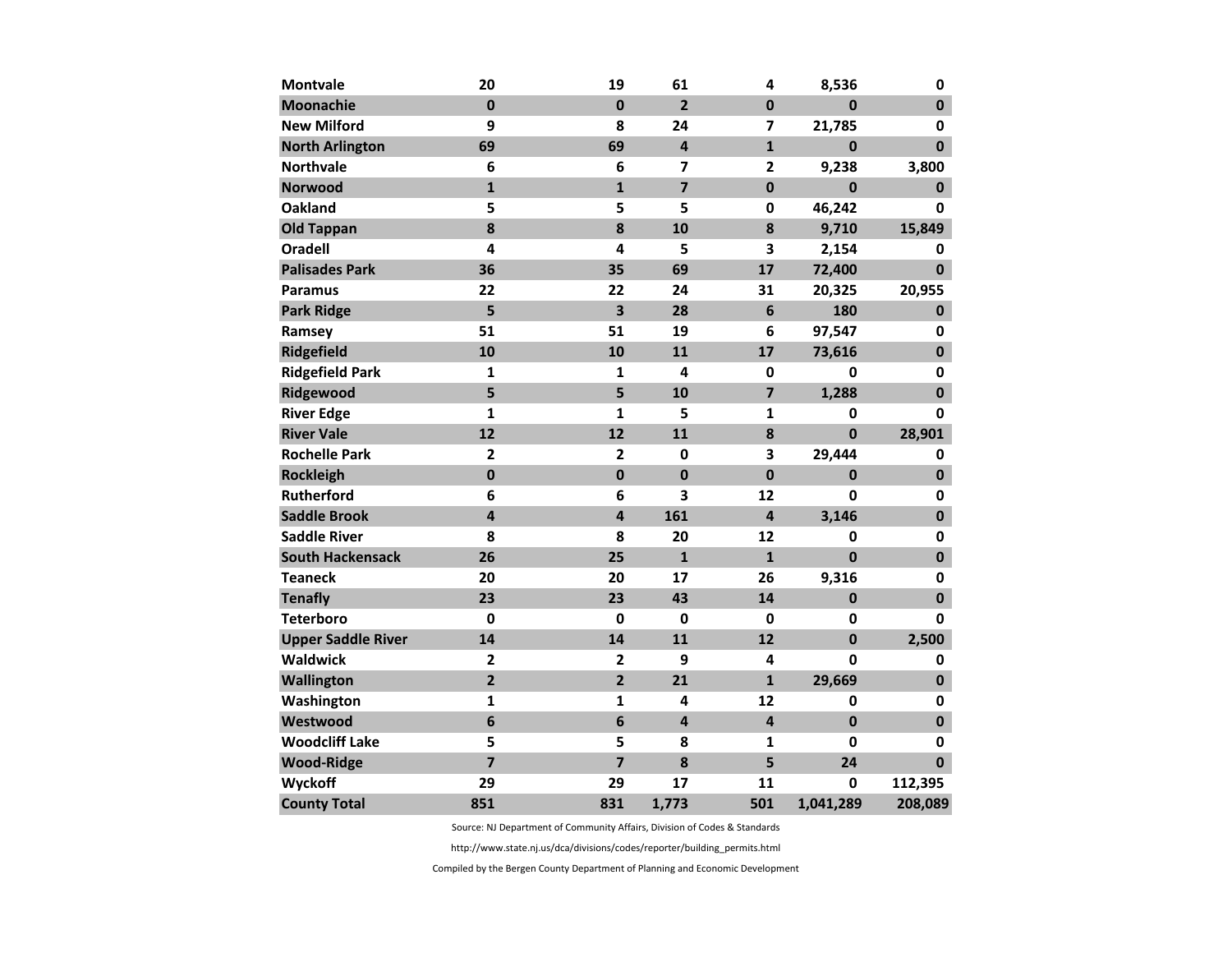| | | | | | | |
|---|---|---|---|---|---|---|
| **Montvale** | **20** | **19** | **61** | **4** | **8,536** | **0** |
| **Moonachie** | **0** | **0** | **2** | **0** | **0** | **0** |
| **New Milford** | **9** | **8** | **24** | **7** | **21,785** | **0** |
| **North Arlington** | **69** | **69** | **4** | **1** | **0** | **0** |
| **Northvale** | **6** | **6** | **7** | **2** | **9,238** | **3,800** |
| **Norwood** | **1** | **1** | **7** | **0** | **0** | **0** |
| **Oakland** | **5** | **5** | **5** | **0** | **46,242** | **0** |
| **Old Tappan** | **8** | **8** | **10** | **8** | **9,710** | **15,849** |
| **Oradell** | **4** | **4** | **5** | **3** | **2,154** | **0** |
| **Palisades Park** | **36** | **35** | **69** | **17** | **72,400** | **0** |
| **Paramus** | **22** | **22** | **24** | **31** | **20,325** | **20,955** |
| **Park Ridge** | **5** | **3** | **28** | **6** | **180** | **0** |
| **Ramsey** | **51** | **51** | **19** | **6** | **97,547** | **0** |
| **Ridgefield** | **10** | **10** | **11** | **17** | **73,616** | **0** |
| **Ridgefield Park** | **1** | **1** | **4** | **0** | **0** | **0** |
| **Ridgewood** | **5** | **5** | **10** | **7** | **1,288** | **0** |
| **River Edge** | **1** | **1** | **5** | **1** | **0** | **0** |
| **River Vale** | **12** | **12** | **11** | **8** | **0** | **28,901** |
| **Rochelle Park** | **2** | **2** | **0** | **3** | **29,444** | **0** |
| **Rockleigh** | **0** | **0** | **0** | **0** | **0** | **0** |
| **Rutherford** | **6** | **6** | **3** | **12** | **0** | **0** |
| **Saddle Brook** | **4** | **4** | **161** | **4** | **3,146** | **0** |
| **Saddle River** | **8** | **8** | **20** | **12** | **0** | **0** |
| **South Hackensack** | **26** | **25** | **1** | **1** | **0** | **0** |
| **Teaneck** | **20** | **20** | **17** | **26** | **9,316** | **0** |
| **Tenafly** | **23** | **23** | **43** | **14** | **0** | **0** |
| **Teterboro** | **0** | **0** | **0** | **0** | **0** | **0** |
| **Upper Saddle River** | **14** | **14** | **11** | **12** | **0** | **2,500** |
| **Waldwick** | **2** | **2** | **9** | **4** | **0** | **0** |
| **Wallington** | **2** | **2** | **21** | **1** | **29,669** | **0** |
| **Washington** | **1** | **1** | **4** | **12** | **0** | **0** |
| **Westwood** | **6** | **6** | **4** | **4** | **0** | **0** |
| **Woodcliff Lake** | **5** | **5** | **8** | **1** | **0** | **0** |
| **Wood-Ridge** | **7** | **7** | **8** | **5** | **24** | **0** |
| **Wyckoff** | **29** | **29** | **17** | **11** | **0** | **112,395** |
| **County Total** | **851** | **831** | **1,773** | **501** | **1,041,289** | **208,089** |

Source: NJ Department of Community Affairs, Division of Codes & Standards

http://www.state.nj.us/dca/divisions/codes/reporter/building_permits.html

Compiled by the Bergen County Department of Planning and Economic Development